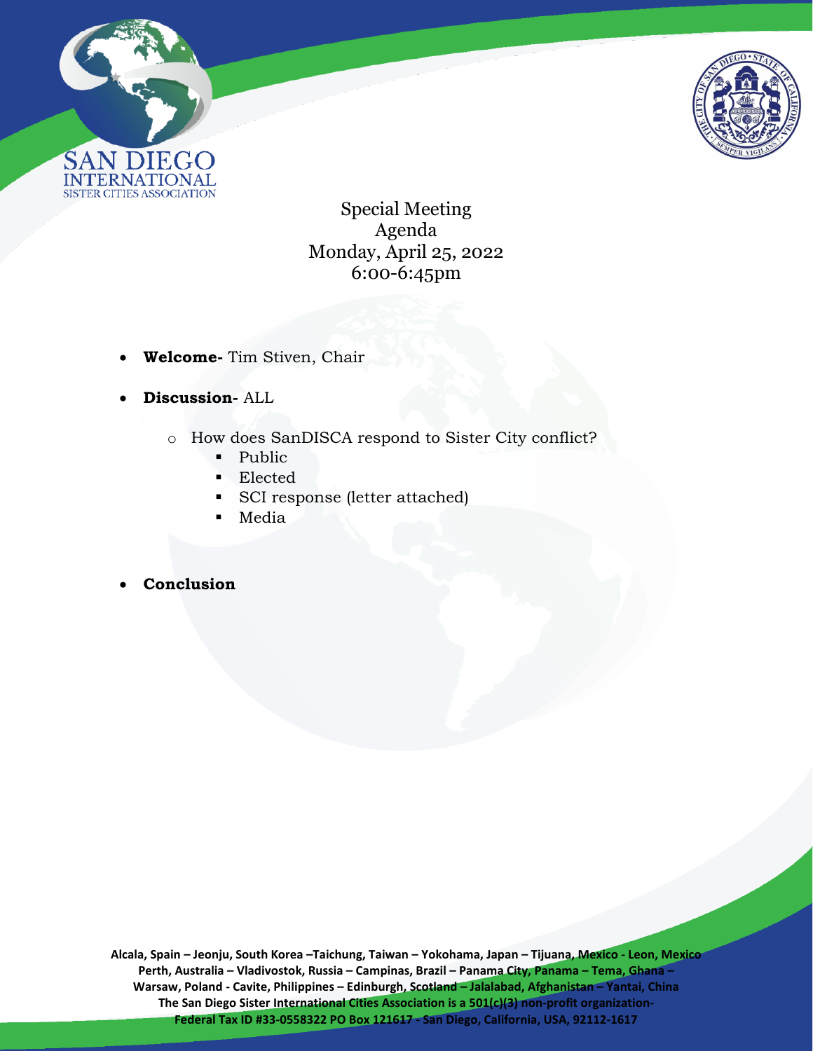SAN DIEGO INTERNATIONAL SISTER CITIES ASSOCIATION

# Special Meeting
# Agenda
# Monday, April 25, 2022
# 6:00-6:45pm

- **Welcome-** Tim Stiven, Chair
- **Discussion-** ALL
  - How does SanDISCA respond to Sister City conflict?
    - Public
    - Elected
    - SCI response (letter attached)
    - Media
- **Conclusion**

**Alcala, Spain – Jeonju, South Korea –Taichung, Taiwan – Yokohama, Japan – Tijuana, Mexico - Leon, Mexico Perth, Australia – Vladivostok, Russia – Campinas, Brazil – Panama City, Panama – Tema, Ghana – Warsaw, Poland - Cavite, Philippines – Edinburgh, Scotland – Jalalabad, Afghanistan – Yantai, China**
**The San Diego Sister International Cities Association is a 501(c)(3) non-profit organization-**
**Federal Tax ID #33-0558322 PO Box 121617 - San Diego, California, USA, 92112-1617**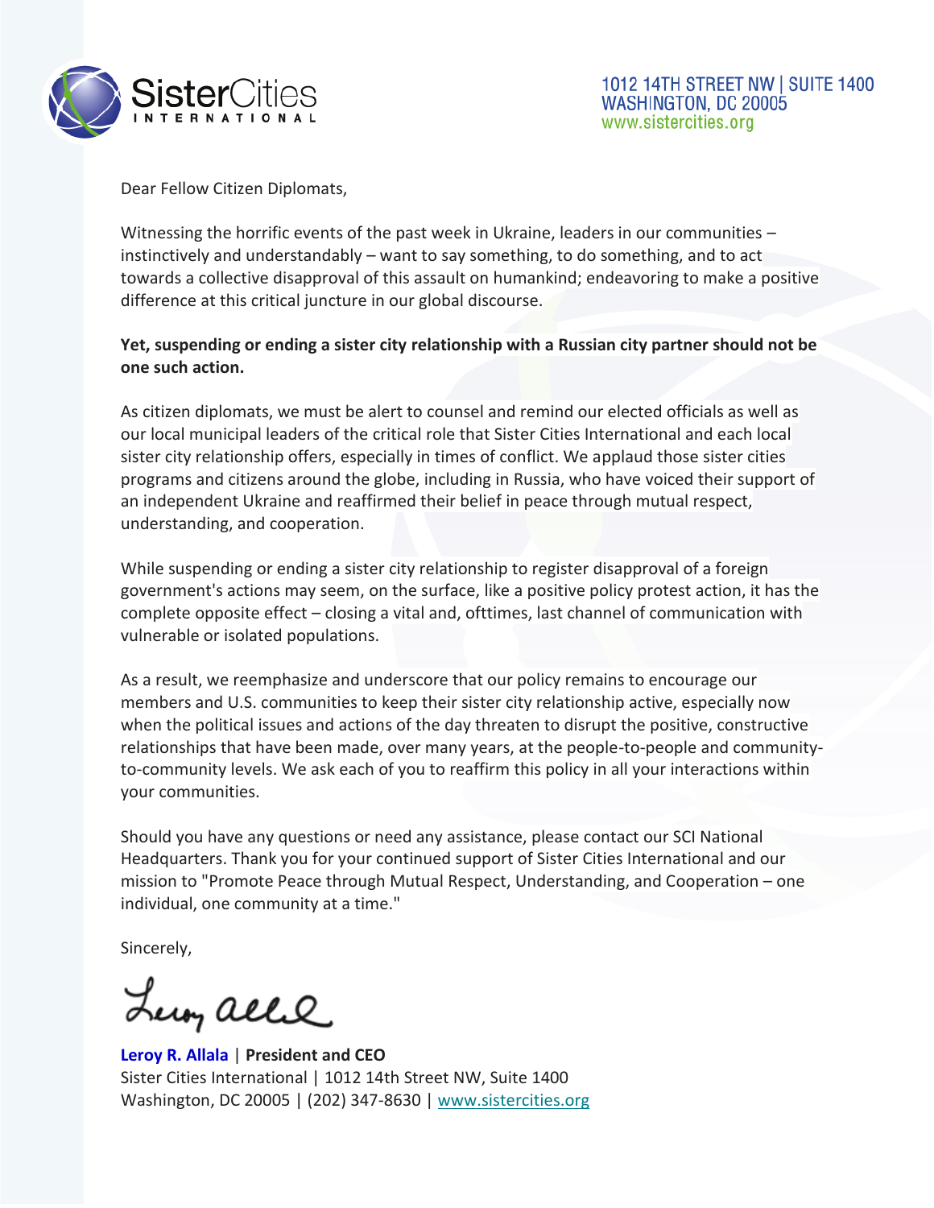1012 14TH STREET NW | SUITE 1400
WASHINGTON, DC 20005
www.sistercities.org

Dear Fellow Citizen Diplomats,

Witnessing the horrific events of the past week in Ukraine, leaders in our communities – instinctively and understandably – want to say something, to do something, and to act towards a collective disapproval of this assault on humankind; endeavoring to make a positive difference at this critical juncture in our global discourse.

**Yet, suspending or ending a sister city relationship with a Russian city partner should not be one such action.**

As citizen diplomats, we must be alert to counsel and remind our elected officials as well as our local municipal leaders of the critical role that Sister Cities International and each local sister city relationship offers, especially in times of conflict. We applaud those sister cities programs and citizens around the globe, including in Russia, who have voiced their support of an independent Ukraine and reaffirmed their belief in peace through mutual respect, understanding, and cooperation.

While suspending or ending a sister city relationship to register disapproval of a foreign government's actions may seem, on the surface, like a positive policy protest action, it has the complete opposite effect – closing a vital and, ofttimes, last channel of communication with vulnerable or isolated populations.

As a result, we reemphasize and underscore that our policy remains to encourage our members and U.S. communities to keep their sister city relationship active, especially now when the political issues and actions of the day threaten to disrupt the positive, constructive relationships that have been made, over many years, at the people-to-people and community-to-community levels. We ask each of you to reaffirm this policy in all your interactions within your communities.

Should you have any questions or need any assistance, please contact our SCI National Headquarters. Thank you for your continued support of Sister Cities International and our mission to "Promote Peace through Mutual Respect, Understanding, and Cooperation – one individual, one community at a time."

Sincerely,

Leroy Allala

**Leroy R. Allala** | **President and CEO**
Sister Cities International | 1012 14th Street NW, Suite 1400
Washington, DC 20005 | (202) 347-8630 | www.sistercities.org